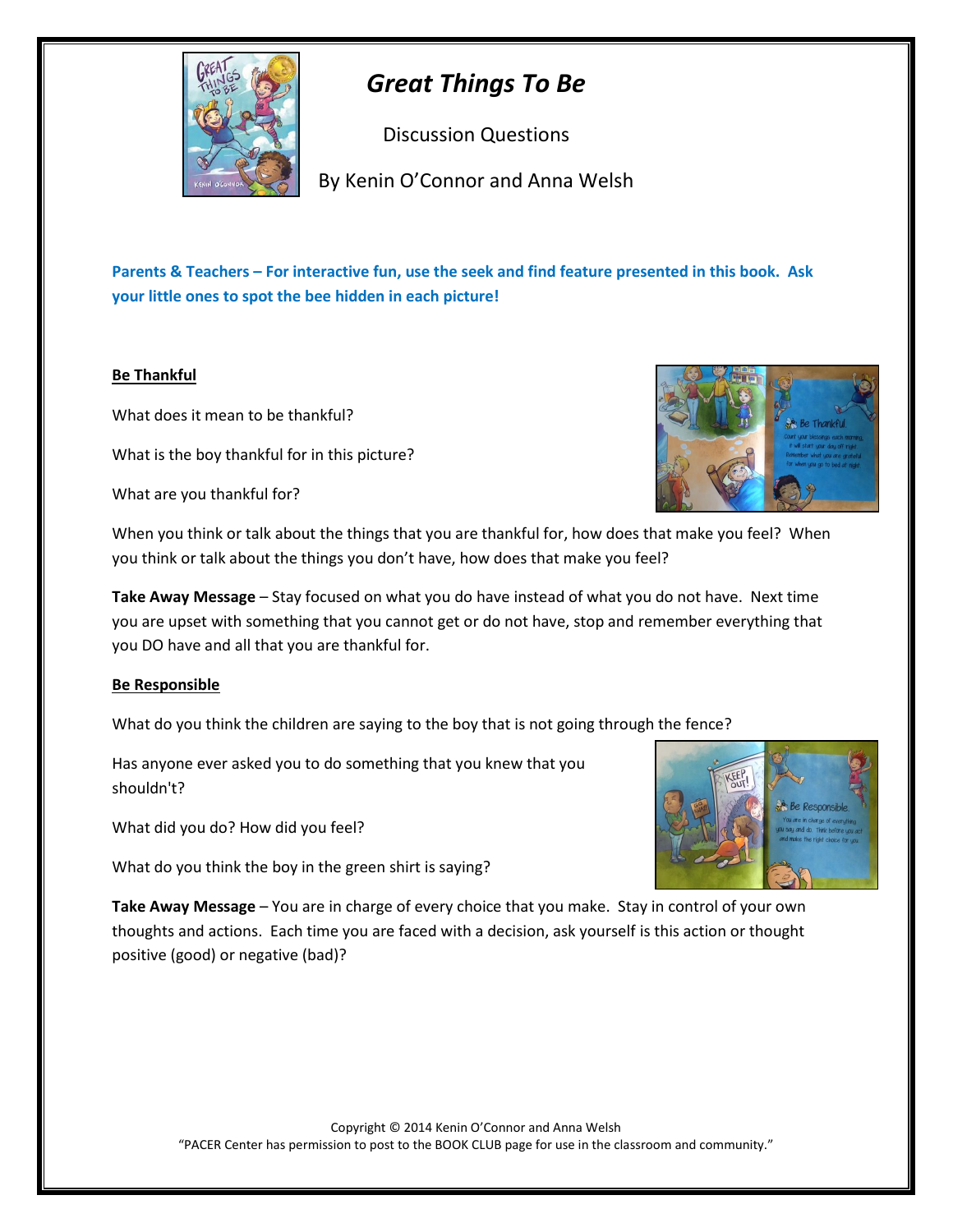# *Great Things To Be*

Discussion Questions

By Kenin O'Connor and Anna Welsh

**Parents & Teachers – For interactive fun, use the seek and find feature presented in this book. Ask your little ones to spot the bee hidden in each picture!**

## Be Thankful

What does it mean to be thankful?

What is the boy thankful for in this picture?

What are you thankful for?

When you think or talk about the things that you are thankful for, how does that make you feel? When you think or talk about the things you don't have, how does that make you feel?

**Take Away Message** – Stay focused on what you do have instead of what you do not have. Next time you are upset with something that you cannot get or do not have, stop and remember everything that you DO have and all that you are thankful for.

## Be Responsible

What do you think the children are saying to the boy that is not going through the fence?

Has anyone ever asked you to do something that you knew that you shouldn't?

What did you do? How did you feel?

What do you think the boy in the green shirt is saying?

**Take Away Message** – You are in charge of every choice that you make. Stay in control of your own thoughts and actions. Each time you are faced with a decision, ask yourself is this action or thought positive (good) or negative (bad)?

Copyright © 2014 Kenin O'Connor and Anna Welsh
"PACER Center has permission to post to the BOOK CLUB page for use in the classroom and community."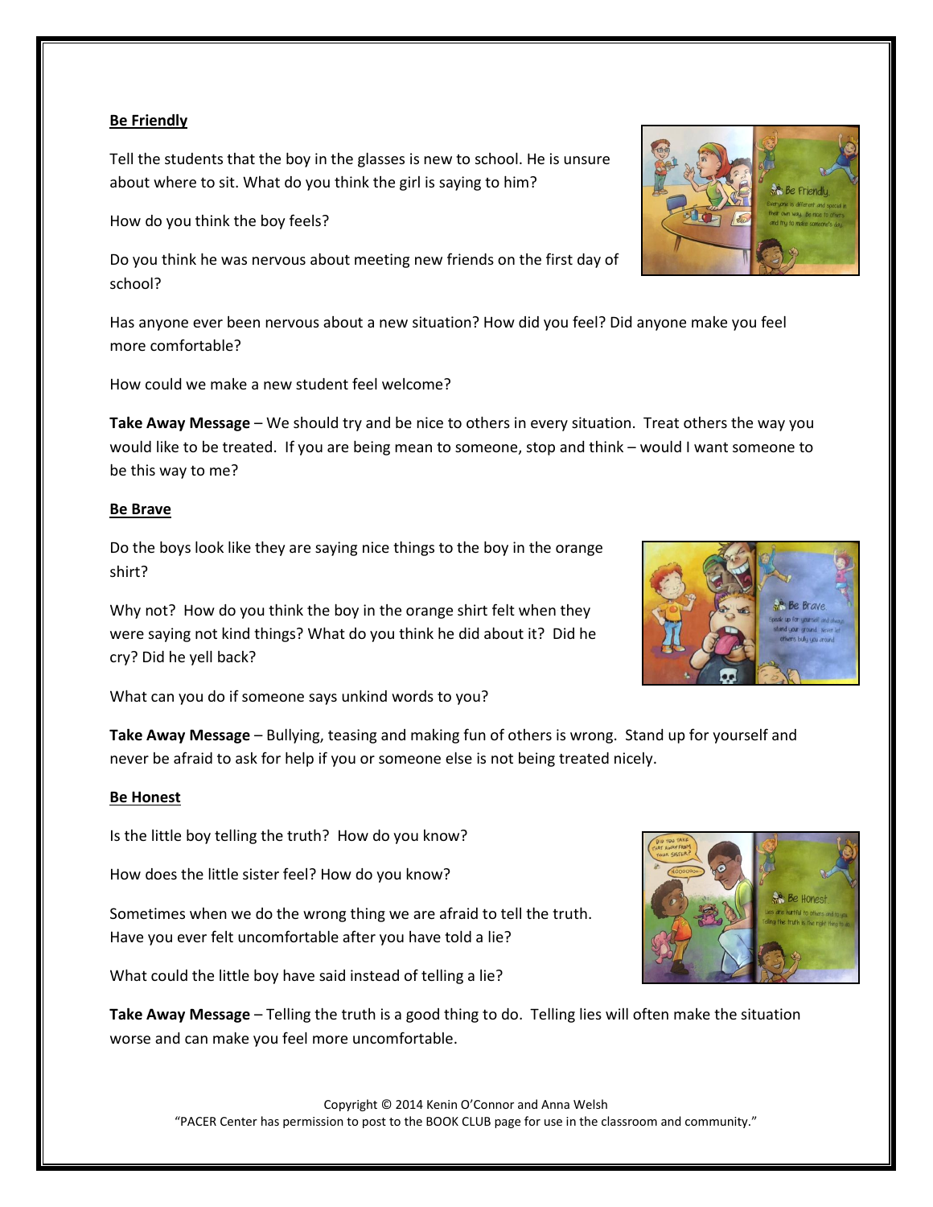**Be Friendly**

Tell the students that the boy in the glasses is new to school. He is unsure about where to sit. What do you think the girl is saying to him?

How do you think the boy feels?

Do you think he was nervous about meeting new friends on the first day of school?

Has anyone ever been nervous about a new situation? How did you feel? Did anyone make you feel more comfortable?

How could we make a new student feel welcome?

**Take Away Message** – We should try and be nice to others in every situation. Treat others the way you would like to be treated. If you are being mean to someone, stop and think – would I want someone to be this way to me?

**Be Brave**

Do the boys look like they are saying nice things to the boy in the orange shirt?

Why not? How do you think the boy in the orange shirt felt when they were saying not kind things? What do you think he did about it? Did he cry? Did he yell back?

What can you do if someone says unkind words to you?

**Take Away Message** – Bullying, teasing and making fun of others is wrong. Stand up for yourself and never be afraid to ask for help if you or someone else is not being treated nicely.

**Be Honest**

Is the little boy telling the truth? How do you know?

How does the little sister feel? How do you know?

Sometimes when we do the wrong thing we are afraid to tell the truth. Have you ever felt uncomfortable after you have told a lie?

What could the little boy have said instead of telling a lie?

**Take Away Message** – Telling the truth is a good thing to do. Telling lies will often make the situation worse and can make you feel more uncomfortable.

Copyright © 2014 Kenin O'Connor and Anna Welsh
"PACER Center has permission to post to the BOOK CLUB page for use in the classroom and community."